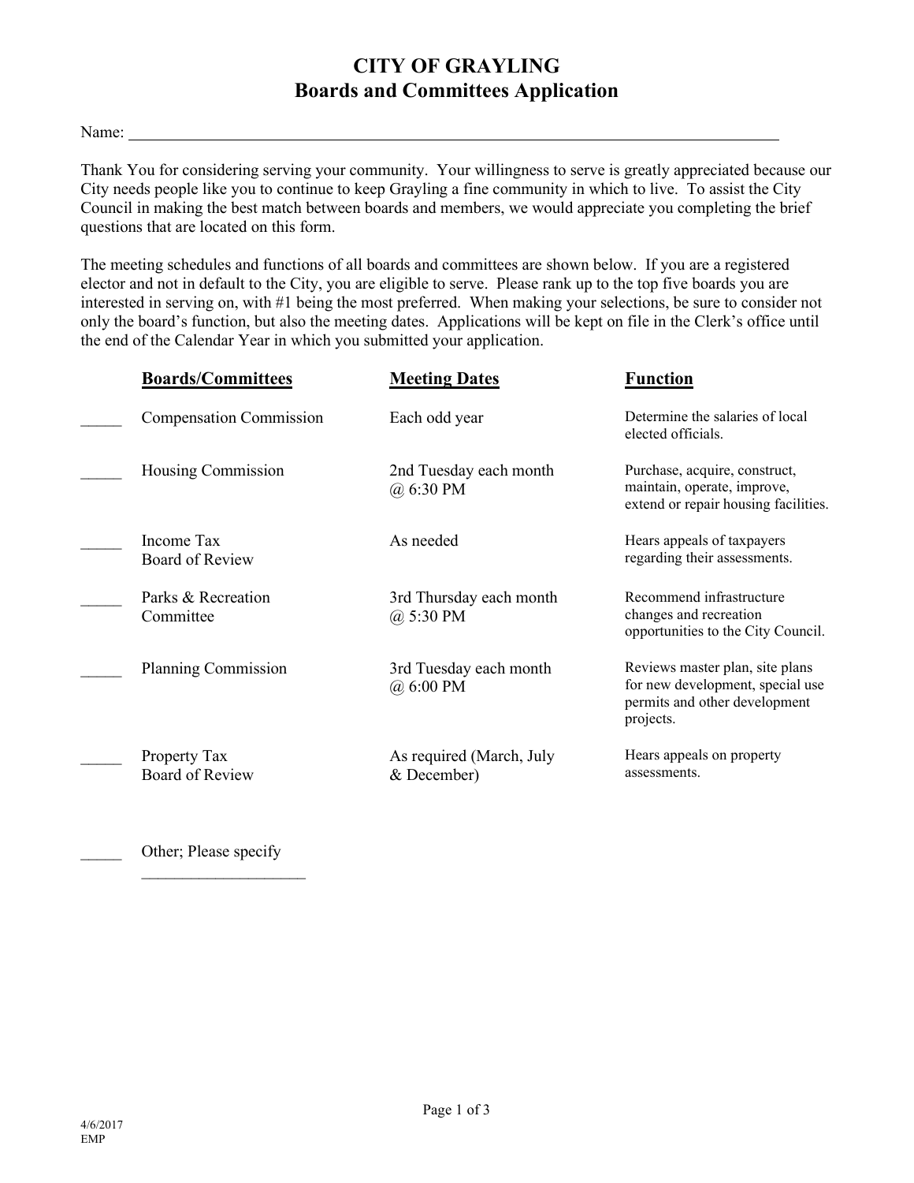# CITY OF GRAYLING
## Boards and Committees Application

Name: ______________________________________________________________________________

Thank You for considering serving your community. Your willingness to serve is greatly appreciated because our City needs people like you to continue to keep Grayling a fine community in which to live. To assist the City Council in making the best match between boards and members, we would appreciate you completing the brief questions that are located on this form.

The meeting schedules and functions of all boards and committees are shown below. If you are a registered elector and not in default to the City, you are eligible to serve. Please rank up to the top five boards you are interested in serving on, with #1 being the most preferred. When making your selections, be sure to consider not only the board's function, but also the meeting dates. Applications will be kept on file in the Clerk's office until the end of the Calendar Year in which you submitted your application.

| | Boards/Committees | Meeting Dates | Function |
|---|---|---|---|
| _____ | Compensation Commission | Each odd year | Determine the salaries of local elected officials. |
| _____ | Housing Commission | 2nd Tuesday each month @ 6:30 PM | Purchase, acquire, construct, maintain, operate, improve, extend or repair housing facilities. |
| _____ | Income Tax Board of Review | As needed | Hears appeals of taxpayers regarding their assessments. |
| _____ | Parks & Recreation Committee | 3rd Thursday each month @ 5:30 PM | Recommend infrastructure changes and recreation opportunities to the City Council. |
| _____ | Planning Commission | 3rd Tuesday each month @ 6:00 PM | Reviews master plan, site plans for new development, special use permits and other development projects. |
| _____ | Property Tax Board of Review | As required (March, July & December) | Hears appeals on property assessments. |
| _____ | Other; Please specify ____________________ | | |

4/6/2017
EMP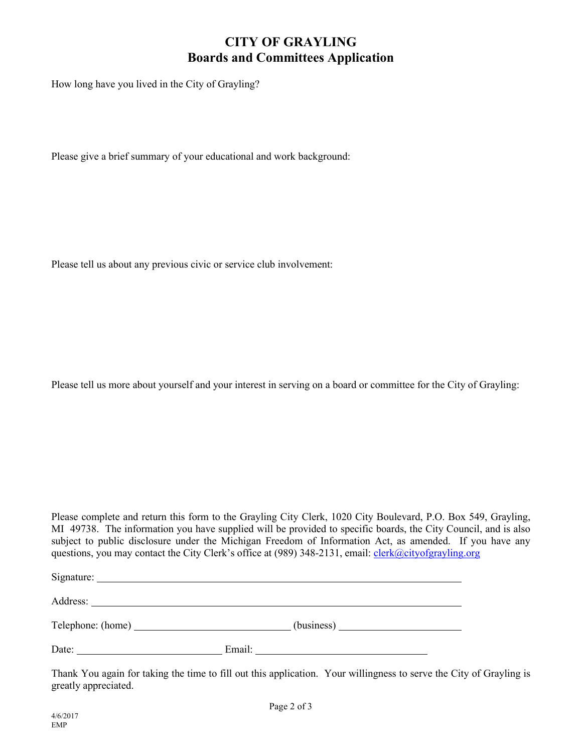# CITY OF GRAYLING
## Boards and Committees Application

How long have you lived in the City of Grayling?

Please give a brief summary of your educational and work background:

Please tell us about any previous civic or service club involvement:

Please tell us more about yourself and your interest in serving on a board or committee for the City of Grayling:

Please complete and return this form to the Grayling City Clerk, 1020 City Boulevard, P.O. Box 549, Grayling, MI 49738. The information you have supplied will be provided to specific boards, the City Council, and is also subject to public disclosure under the Michigan Freedom of Information Act, as amended. If you have any questions, you may contact the City Clerk's office at (989) 348-2131, email: clerk@cityofgrayling.org

Signature: ______________________________________________

Address: ______________________________________________

Telephone: (home) ______________________ (business) ______________________

Date: ______________________ Email: ______________________

Thank You again for taking the time to fill out this application. Your willingness to serve the City of Grayling is greatly appreciated.

4/6/2017
EMP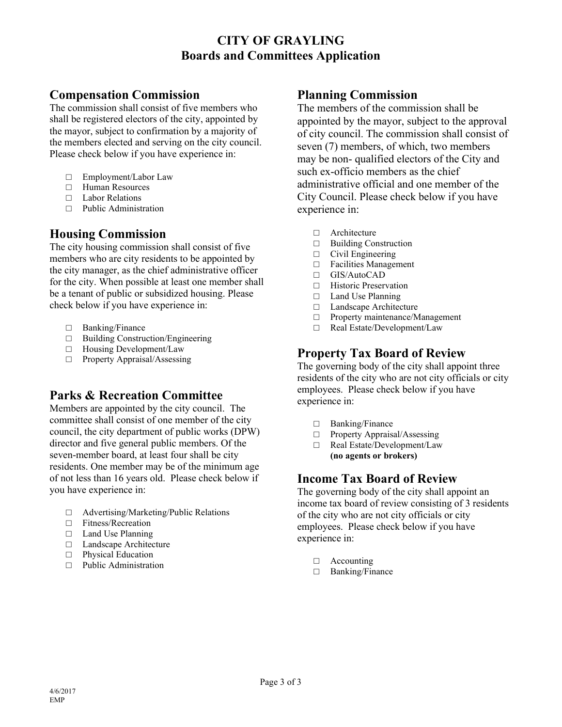# CITY OF GRAYLING
## Boards and Committees Application

### Compensation Commission

The commission shall consist of five members who shall be registered electors of the city, appointed by the mayor, subject to confirmation by a majority of the members elected and serving on the city council. Please check below if you have experience in:

- □ Employment/Labor Law
- □ Human Resources
- □ Labor Relations
- □ Public Administration

### Housing Commission

The city housing commission shall consist of five members who are city residents to be appointed by the city manager, as the chief administrative officer for the city. When possible at least one member shall be a tenant of public or subsidized housing. Please check below if you have experience in:

- □ Banking/Finance
- □ Building Construction/Engineering
- □ Housing Development/Law
- □ Property Appraisal/Assessing

### Parks & Recreation Committee

Members are appointed by the city council. The committee shall consist of one member of the city council, the city department of public works (DPW) director and five general public members. Of the seven-member board, at least four shall be city residents. One member may be of the minimum age of not less than 16 years old. Please check below if you have experience in:

- □ Advertising/Marketing/Public Relations
- □ Fitness/Recreation
- □ Land Use Planning
- □ Landscape Architecture
- □ Physical Education
- □ Public Administration

### Planning Commission

The members of the commission shall be appointed by the mayor, subject to the approval of city council. The commission shall consist of seven (7) members, of which, two members may be non- qualified electors of the City and such ex-officio members as the chief administrative official and one member of the City Council. Please check below if you have experience in:

- □ Architecture
- □ Building Construction
- □ Civil Engineering
- □ Facilities Management
- □ GIS/AutoCAD
- □ Historic Preservation
- □ Land Use Planning
- □ Landscape Architecture
- □ Property maintenance/Management
- □ Real Estate/Development/Law

### Property Tax Board of Review

The governing body of the city shall appoint three residents of the city who are not city officials or city employees. Please check below if you have experience in:

- □ Banking/Finance
- □ Property Appraisal/Assessing
- □ Real Estate/Development/Law **(no agents or brokers)**

### Income Tax Board of Review

The governing body of the city shall appoint an income tax board of review consisting of 3 residents of the city who are not city officials or city employees. Please check below if you have experience in:

- □ Accounting
- □ Banking/Finance

4/6/2017
EMP